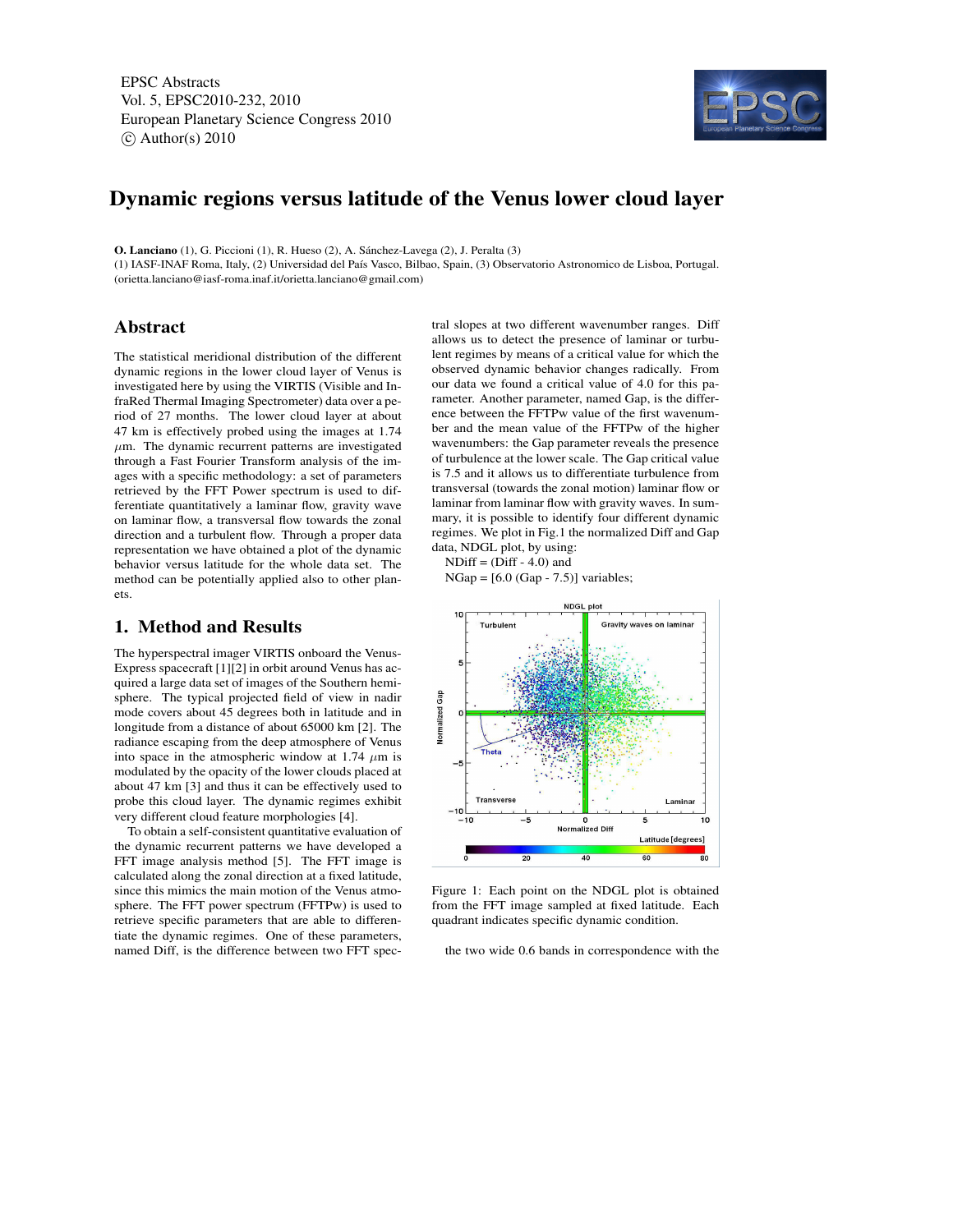EPSC Abstracts
Vol. 5, EPSC2010-232, 2010
European Planetary Science Congress 2010
© Author(s) 2010

# Dynamic regions versus latitude of the Venus lower cloud layer

**O. Lanciano** (1), G. Piccioni (1), R. Hueso (2), A. Sánchez-Lavega (2), J. Peralta (3)
(1) IASF-INAF Roma, Italy, (2) Universidad del País Vasco, Bilbao, Spain, (3) Observatorio Astronomico de Lisboa, Portugal.
(orietta.lanciano@iasf-roma.inaf.it/orietta.lanciano@gmail.com)

## Abstract

The statistical meridional distribution of the different dynamic regions in the lower cloud layer of Venus is investigated here by using the VIRTIS (Visible and InfraRed Thermal Imaging Spectrometer) data over a period of 27 months. The lower cloud layer at about 47 km is effectively probed using the images at 1.74 $\mu$m. The dynamic recurrent patterns are investigated through a Fast Fourier Transform analysis of the images with a specific methodology: a set of parameters retrieved by the FFT Power spectrum is used to differentiate quantitatively a laminar flow, gravity wave on laminar flow, a transversal flow towards the zonal direction and a turbulent flow. Through a proper data representation we have obtained a plot of the dynamic behavior versus latitude for the whole data set. The method can be potentially applied also to other planets.

## 1. Method and Results

The hyperspectral imager VIRTIS onboard the Venus-Express spacecraft [1][2] in orbit around Venus has acquired a large data set of images of the Southern hemisphere. The typical projected field of view in nadir mode covers about 45 degrees both in latitude and in longitude from a distance of about 65000 km [2]. The radiance escaping from the deep atmosphere of Venus into space in the atmospheric window at 1.74 $\mu$m is modulated by the opacity of the lower clouds placed at about 47 km [3] and thus it can be effectively used to probe this cloud layer. The dynamic regimes exhibit very different cloud feature morphologies [4].

To obtain a self-consistent quantitative evaluation of the dynamic recurrent patterns we have developed a FFT image analysis method [5]. The FFT image is calculated along the zonal direction at a fixed latitude, since this mimics the main motion of the Venus atmosphere. The FFT power spectrum (FFTPw) is used to retrieve specific parameters that are able to differentiate the dynamic regimes. One of these parameters, named Diff, is the difference between two FFT spectral slopes at two different wavenumber ranges. Diff allows us to detect the presence of laminar or turbulent regimes by means of a critical value for which the observed dynamic behavior changes radically. From our data we found a critical value of 4.0 for this parameter. Another parameter, named Gap, is the difference between the FFTPw value of the first wavenumber and the mean value of the FFTPw of the higher wavenumbers: the Gap parameter reveals the presence of turbulence at the lower scale. The Gap critical value is 7.5 and it allows us to differentiate turbulence from transversal (towards the zonal motion) laminar flow or laminar from laminar flow with gravity waves. In summary, it is possible to identify four different dynamic regimes. We plot in Fig.1 the normalized Diff and Gap data, NDGL plot, by using:

NDiff = (Diff - 4.0) and

NGap = [6.0 (Gap - 7.5)] variables;

Figure 1: Each point on the NDGL plot is obtained from the FFT image sampled at fixed latitude. Each quadrant indicates specific dynamic condition.

the two wide 0.6 bands in correspondence with the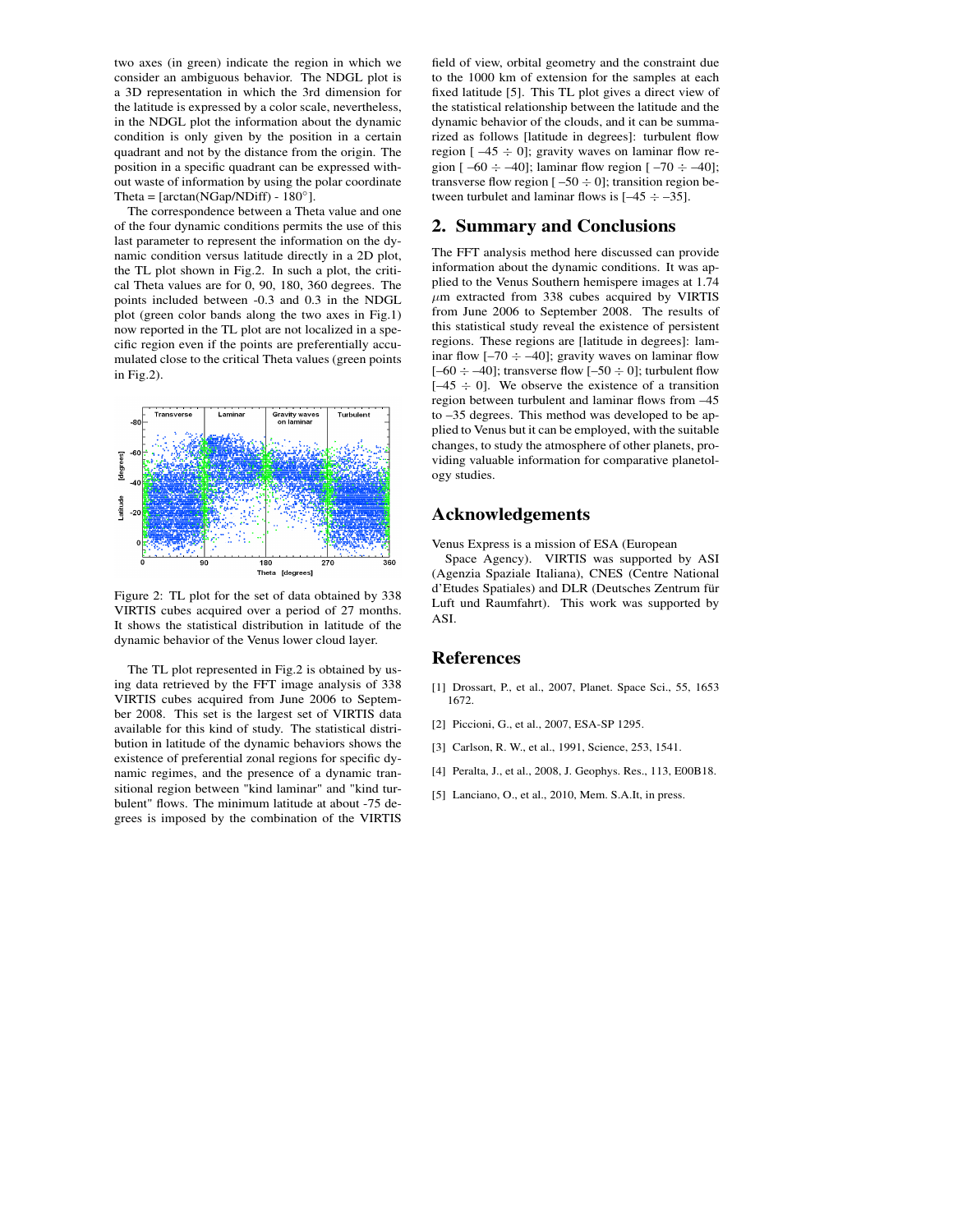two axes (in green) indicate the region in which we consider an ambiguous behavior. The NDGL plot is a 3D representation in which the 3rd dimension for the latitude is expressed by a color scale, nevertheless, in the NDGL plot the information about the dynamic condition is only given by the position in a certain quadrant and not by the distance from the origin. The position in a specific quadrant can be expressed without waste of information by using the polar coordinate Theta = [arctan(NGap/NDiff) - 180°].

The correspondence between a Theta value and one of the four dynamic conditions permits the use of this last parameter to represent the information on the dynamic condition versus latitude directly in a 2D plot, the TL plot shown in Fig.2. In such a plot, the critical Theta values are for 0, 90, 180, 360 degrees. The points included between -0.3 and 0.3 in the NDGL plot (green color bands along the two axes in Fig.1) now reported in the TL plot are not localized in a specific region even if the points are preferentially accumulated close to the critical Theta values (green points in Fig.2).

Transverse
Laminar
Gravity waves on laminar
Turbulent
Latitude [degrees]
-80
-60
-40
-20
0
0
90
180
270
360
Theta [degrees]

Figure 2: TL plot for the set of data obtained by 338 VIRTIS cubes acquired over a period of 27 months. It shows the statistical distribution in latitude of the dynamic behavior of the Venus lower cloud layer.

The TL plot represented in Fig.2 is obtained by using data retrieved by the FFT image analysis of 338 VIRTIS cubes acquired from June 2006 to September 2008. This set is the largest set of VIRTIS data available for this kind of study. The statistical distribution in latitude of the dynamic behaviors shows the existence of preferential zonal regions for specific dynamic regimes, and the presence of a dynamic transitional region between "kind laminar" and "kind turbulent" flows. The minimum latitude at about -75 degrees is imposed by the combination of the VIRTIS field of view, orbital geometry and the constraint due to the 1000 km of extension for the samples at each fixed latitude [5]. This TL plot gives a direct view of the statistical relationship between the latitude and the dynamic behavior of the clouds, and it can be summarized as follows [latitude in degrees]: turbulent flow region [ –45 ÷ 0]; gravity waves on laminar flow region [ –60 ÷ –40]; laminar flow region [ –70 ÷ –40]; transverse flow region [ –50 ÷ 0]; transition region between turbulet and laminar flows is [–45 ÷ –35].

## 2. Summary and Conclusions

The FFT analysis method here discussed can provide information about the dynamic conditions. It was applied to the Venus Southern hemispere images at 1.74 $\mu$m extracted from 338 cubes acquired by VIRTIS from June 2006 to September 2008. The results of this statistical study reveal the existence of persistent regions. These regions are [latitude in degrees]: laminar flow [–70 ÷ –40]; gravity waves on laminar flow [–60 ÷ –40]; transverse flow [–50 ÷ 0]; turbulent flow [–45 ÷ 0]. We observe the existence of a transition region between turbulent and laminar flows from –45 to –35 degrees. This method was developed to be applied to Venus but it can be employed, with the suitable changes, to study the atmosphere of other planets, providing valuable information for comparative planetology studies.

## Acknowledgements

Venus Express is a mission of ESA (European Space Agency). VIRTIS was supported by ASI (Agenzia Spaziale Italiana), CNES (Centre National d'Etudes Spatiales) and DLR (Deutsches Zentrum für Luft und Raumfahrt). This work was supported by ASI.

## References

[1] Drossart, P., et al., 2007, Planet. Space Sci., 55, 1653 1672.

[2] Piccioni, G., et al., 2007, ESA-SP 1295.

[3] Carlson, R. W., et al., 1991, Science, 253, 1541.

[4] Peralta, J., et al., 2008, J. Geophys. Res., 113, E00B18.

[5] Lanciano, O., et al., 2010, Mem. S.A.It, in press.